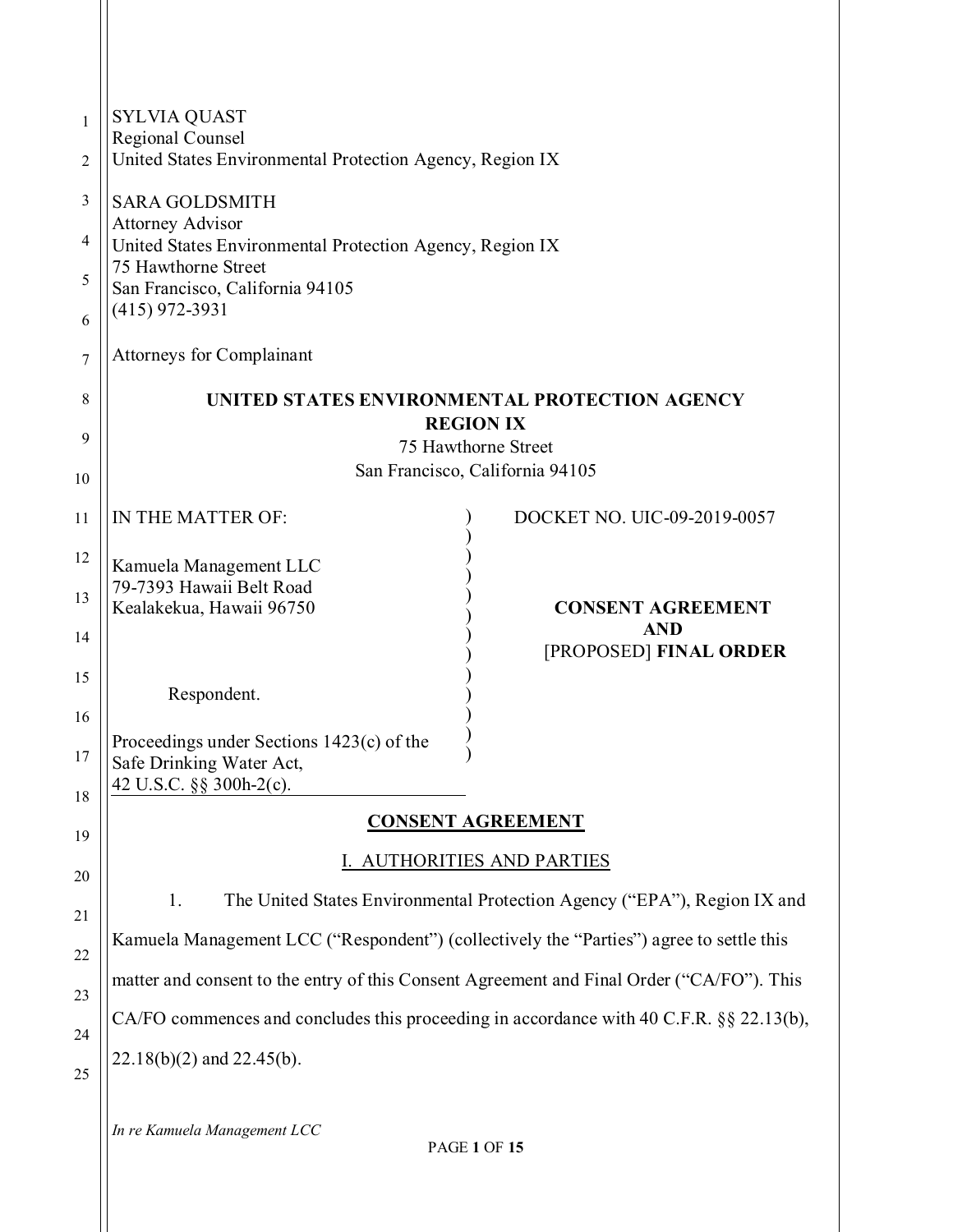SYLVIA QUAST
Regional Counsel
United States Environmental Protection Agency, Region IX

SARA GOLDSMITH
Attorney Advisor
United States Environmental Protection Agency, Region IX
75 Hawthorne Street
San Francisco, California 94105
(415) 972-3931

Attorneys for Complainant

**UNITED STATES ENVIRONMENTAL PROTECTION AGENCY**
**REGION IX**
75 Hawthorne Street
San Francisco, California 94105

| | |
|---|---|
| IN THE MATTER OF:<br><br>Kamuela Management LLC<br>79-7393 Hawaii Belt Road<br>Kealakekua, Hawaii 96750<br><br>Respondent.<br><br>Proceedings under Sections 1423(c) of the Safe Drinking Water Act, 42 U.S.C. §§ 300h-2(c). | DOCKET NO. UIC-09-2019-0057<br><br>**CONSENT AGREEMENT AND** [PROPOSED] **FINAL ORDER** |

## CONSENT AGREEMENT

### I. AUTHORITIES AND PARTIES

1. The United States Environmental Protection Agency ("EPA"), Region IX and Kamuela Management LCC ("Respondent") (collectively the "Parties") agree to settle this matter and consent to the entry of this Consent Agreement and Final Order ("CA/FO"). This CA/FO commences and concludes this proceeding in accordance with 40 C.F.R. §§ 22.13(b), 22.18(b)(2) and 22.45(b).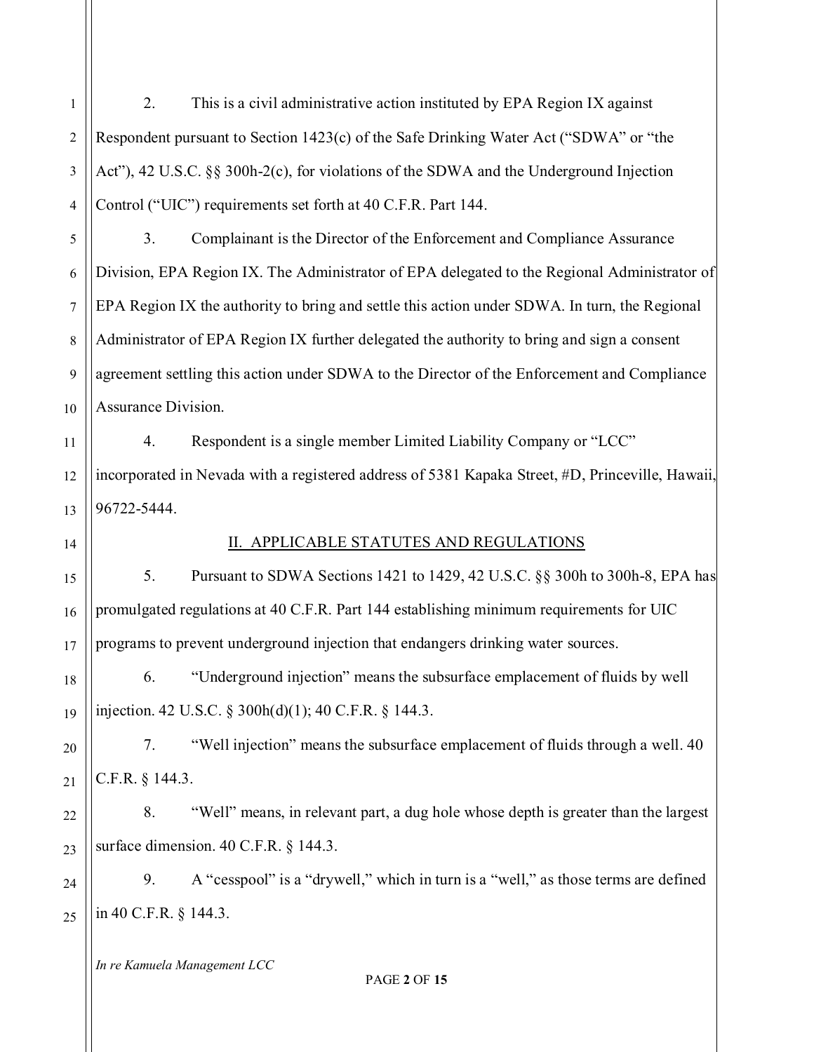2. This is a civil administrative action instituted by EPA Region IX against Respondent pursuant to Section 1423(c) of the Safe Drinking Water Act ("SDWA" or "the Act"), 42 U.S.C. §§ 300h-2(c), for violations of the SDWA and the Underground Injection Control ("UIC") requirements set forth at 40 C.F.R. Part 144.

3. Complainant is the Director of the Enforcement and Compliance Assurance Division, EPA Region IX. The Administrator of EPA delegated to the Regional Administrator of EPA Region IX the authority to bring and settle this action under SDWA. In turn, the Regional Administrator of EPA Region IX further delegated the authority to bring and sign a consent agreement settling this action under SDWA to the Director of the Enforcement and Compliance Assurance Division.

4. Respondent is a single member Limited Liability Company or "LCC" incorporated in Nevada with a registered address of 5381 Kapaka Street, #D, Princeville, Hawaii, 96722-5444.

## II. APPLICABLE STATUTES AND REGULATIONS

5. Pursuant to SDWA Sections 1421 to 1429, 42 U.S.C. §§ 300h to 300h-8, EPA has promulgated regulations at 40 C.F.R. Part 144 establishing minimum requirements for UIC programs to prevent underground injection that endangers drinking water sources.

6. "Underground injection" means the subsurface emplacement of fluids by well injection. 42 U.S.C. § 300h(d)(1); 40 C.F.R. § 144.3.

7. "Well injection" means the subsurface emplacement of fluids through a well. 40 C.F.R. § 144.3.

8. "Well" means, in relevant part, a dug hole whose depth is greater than the largest surface dimension. 40 C.F.R. § 144.3.

9. A "cesspool" is a "drywell," which in turn is a "well," as those terms are defined in 40 C.F.R. § 144.3.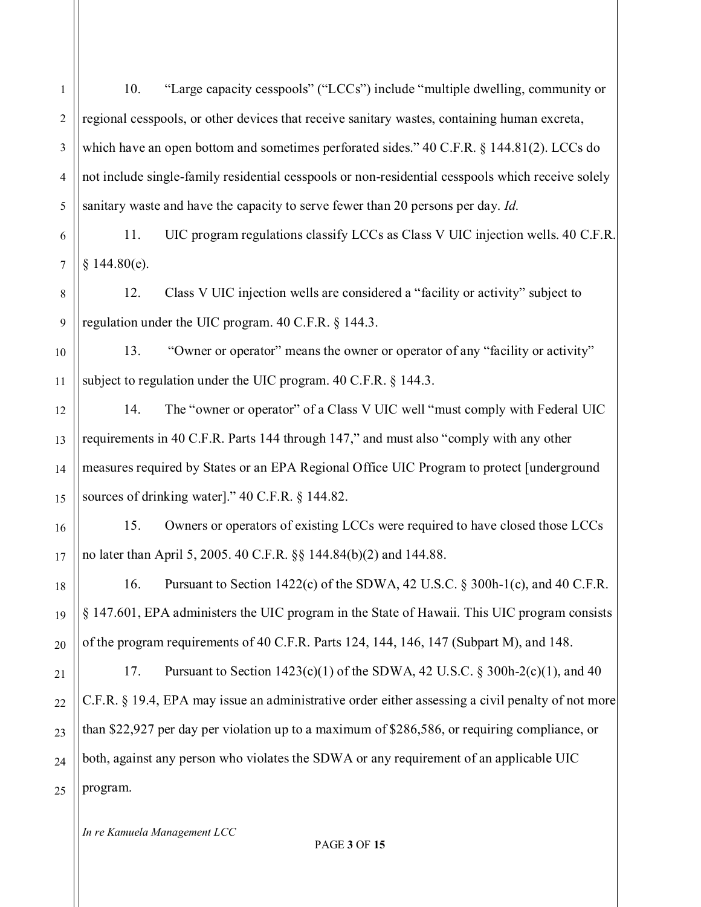10. “Large capacity cesspools” (“LCCs”) include “multiple dwelling, community or regional cesspools, or other devices that receive sanitary wastes, containing human excreta, which have an open bottom and sometimes perforated sides.” 40 C.F.R. § 144.81(2). LCCs do not include single-family residential cesspools or non-residential cesspools which receive solely sanitary waste and have the capacity to serve fewer than 20 persons per day. *Id.*

11. UIC program regulations classify LCCs as Class V UIC injection wells. 40 C.F.R. § 144.80(e).

12. Class V UIC injection wells are considered a “facility or activity” subject to regulation under the UIC program. 40 C.F.R. § 144.3.

13. “Owner or operator” means the owner or operator of any “facility or activity” subject to regulation under the UIC program. 40 C.F.R. § 144.3.

14. The “owner or operator” of a Class V UIC well “must comply with Federal UIC requirements in 40 C.F.R. Parts 144 through 147,” and must also “comply with any other measures required by States or an EPA Regional Office UIC Program to protect [underground sources of drinking water].” 40 C.F.R. § 144.82.

15. Owners or operators of existing LCCs were required to have closed those LCCs no later than April 5, 2005. 40 C.F.R. §§ 144.84(b)(2) and 144.88.

16. Pursuant to Section 1422(c) of the SDWA, 42 U.S.C. § 300h-1(c), and 40 C.F.R. § 147.601, EPA administers the UIC program in the State of Hawaii. This UIC program consists of the program requirements of 40 C.F.R. Parts 124, 144, 146, 147 (Subpart M), and 148.

17. Pursuant to Section 1423(c)(1) of the SDWA, 42 U.S.C. § 300h-2(c)(1), and 40 C.F.R. § 19.4, EPA may issue an administrative order either assessing a civil penalty of not more than $22,927 per day per violation up to a maximum of $286,586, or requiring compliance, or both, against any person who violates the SDWA or any requirement of an applicable UIC program.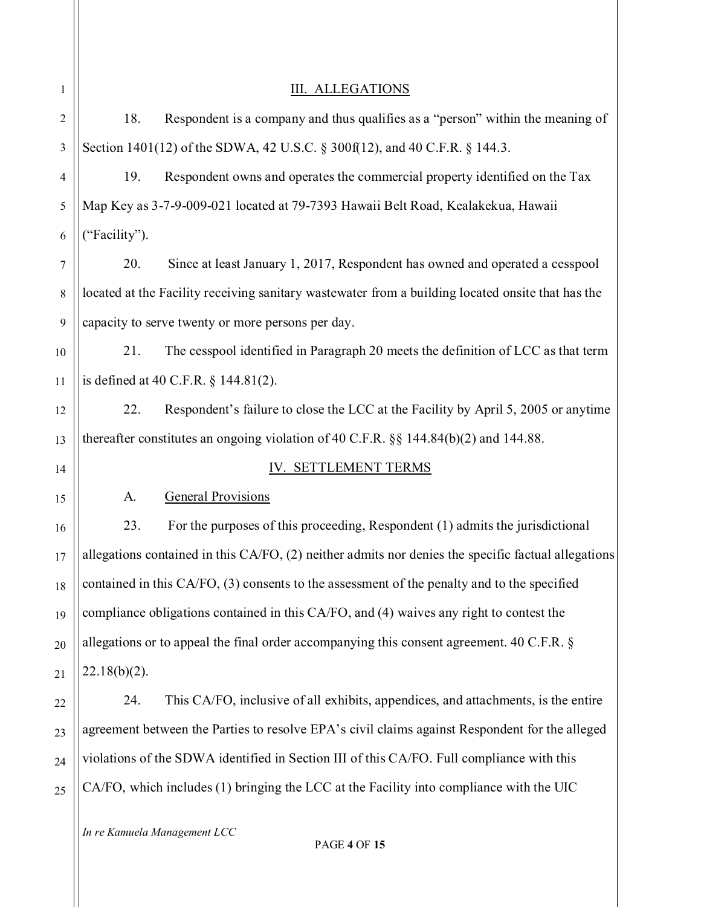## III. ALLEGATIONS

18. Respondent is a company and thus qualifies as a "person" within the meaning of Section 1401(12) of the SDWA, 42 U.S.C. § 300f(12), and 40 C.F.R. § 144.3.

19. Respondent owns and operates the commercial property identified on the Tax Map Key as 3-7-9-009-021 located at 79-7393 Hawaii Belt Road, Kealakekua, Hawaii ("Facility").

20. Since at least January 1, 2017, Respondent has owned and operated a cesspool located at the Facility receiving sanitary wastewater from a building located onsite that has the capacity to serve twenty or more persons per day.

21. The cesspool identified in Paragraph 20 meets the definition of LCC as that term is defined at 40 C.F.R. § 144.81(2).

22. Respondent's failure to close the LCC at the Facility by April 5, 2005 or anytime thereafter constitutes an ongoing violation of 40 C.F.R. §§ 144.84(b)(2) and 144.88.

## IV. SETTLEMENT TERMS

A. General Provisions

23. For the purposes of this proceeding, Respondent (1) admits the jurisdictional allegations contained in this CA/FO, (2) neither admits nor denies the specific factual allegations contained in this CA/FO, (3) consents to the assessment of the penalty and to the specified compliance obligations contained in this CA/FO, and (4) waives any right to contest the allegations or to appeal the final order accompanying this consent agreement. 40 C.F.R. § 22.18(b)(2).

24. This CA/FO, inclusive of all exhibits, appendices, and attachments, is the entire agreement between the Parties to resolve EPA's civil claims against Respondent for the alleged violations of the SDWA identified in Section III of this CA/FO. Full compliance with this CA/FO, which includes (1) bringing the LCC at the Facility into compliance with the UIC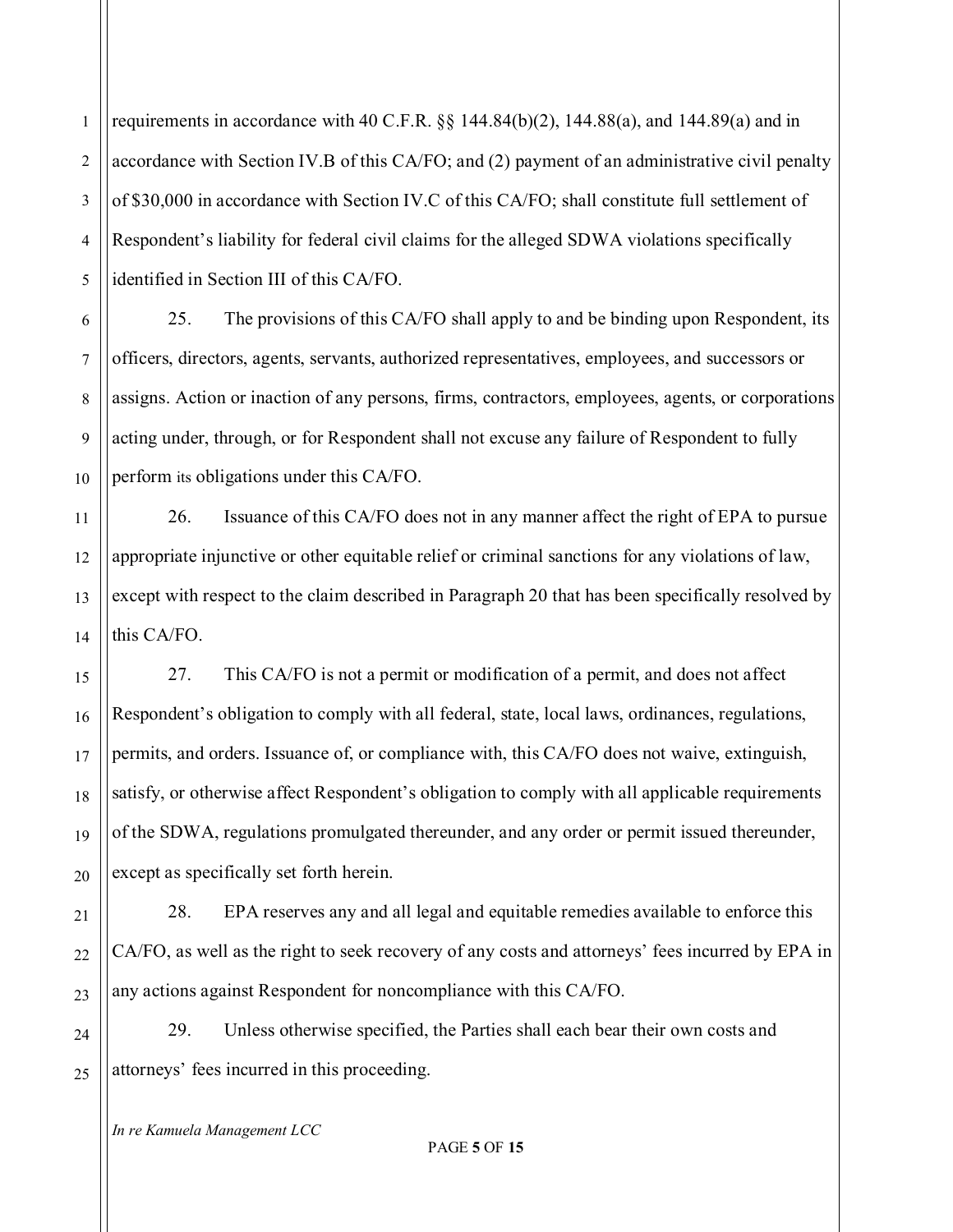requirements in accordance with 40 C.F.R. §§ 144.84(b)(2), 144.88(a), and 144.89(a) and in accordance with Section IV.B of this CA/FO; and (2) payment of an administrative civil penalty of $30,000 in accordance with Section IV.C of this CA/FO; shall constitute full settlement of Respondent's liability for federal civil claims for the alleged SDWA violations specifically identified in Section III of this CA/FO.

25. The provisions of this CA/FO shall apply to and be binding upon Respondent, its officers, directors, agents, servants, authorized representatives, employees, and successors or assigns. Action or inaction of any persons, firms, contractors, employees, agents, or corporations acting under, through, or for Respondent shall not excuse any failure of Respondent to fully perform its obligations under this CA/FO.

26. Issuance of this CA/FO does not in any manner affect the right of EPA to pursue appropriate injunctive or other equitable relief or criminal sanctions for any violations of law, except with respect to the claim described in Paragraph 20 that has been specifically resolved by this CA/FO.

27. This CA/FO is not a permit or modification of a permit, and does not affect Respondent's obligation to comply with all federal, state, local laws, ordinances, regulations, permits, and orders. Issuance of, or compliance with, this CA/FO does not waive, extinguish, satisfy, or otherwise affect Respondent's obligation to comply with all applicable requirements of the SDWA, regulations promulgated thereunder, and any order or permit issued thereunder, except as specifically set forth herein.

28. EPA reserves any and all legal and equitable remedies available to enforce this CA/FO, as well as the right to seek recovery of any costs and attorneys' fees incurred by EPA in any actions against Respondent for noncompliance with this CA/FO.

29. Unless otherwise specified, the Parties shall each bear their own costs and attorneys' fees incurred in this proceeding.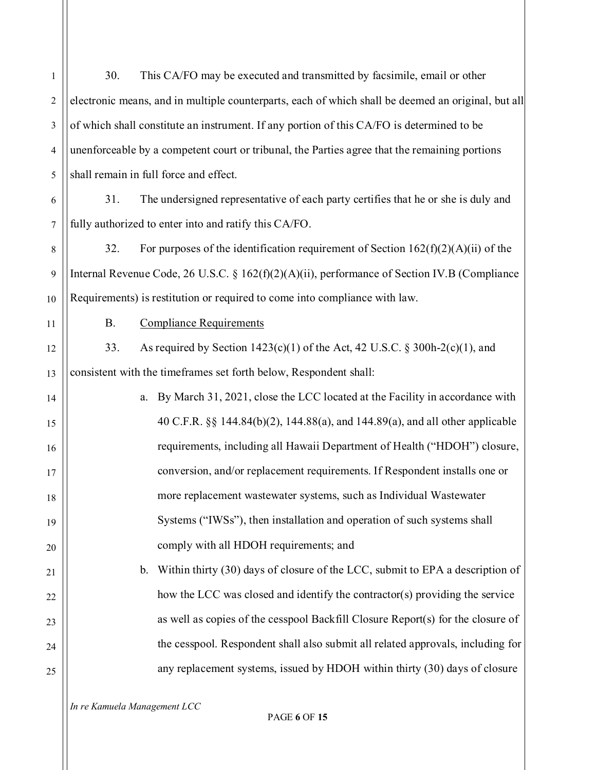30. This CA/FO may be executed and transmitted by facsimile, email or other electronic means, and in multiple counterparts, each of which shall be deemed an original, but all of which shall constitute an instrument. If any portion of this CA/FO is determined to be unenforceable by a competent court or tribunal, the Parties agree that the remaining portions shall remain in full force and effect.

31. The undersigned representative of each party certifies that he or she is duly and fully authorized to enter into and ratify this CA/FO.

32. For purposes of the identification requirement of Section 162(f)(2)(A)(ii) of the Internal Revenue Code, 26 U.S.C. § 162(f)(2)(A)(ii), performance of Section IV.B (Compliance Requirements) is restitution or required to come into compliance with law.

B. Compliance Requirements

33. As required by Section 1423(c)(1) of the Act, 42 U.S.C. § 300h-2(c)(1), and consistent with the timeframes set forth below, Respondent shall:

a. By March 31, 2021, close the LCC located at the Facility in accordance with 40 C.F.R. §§ 144.84(b)(2), 144.88(a), and 144.89(a), and all other applicable requirements, including all Hawaii Department of Health ("HDOH") closure, conversion, and/or replacement requirements. If Respondent installs one or more replacement wastewater systems, such as Individual Wastewater Systems ("IWSs"), then installation and operation of such systems shall comply with all HDOH requirements; and

b. Within thirty (30) days of closure of the LCC, submit to EPA a description of how the LCC was closed and identify the contractor(s) providing the service as well as copies of the cesspool Backfill Closure Report(s) for the closure of the cesspool. Respondent shall also submit all related approvals, including for any replacement systems, issued by HDOH within thirty (30) days of closure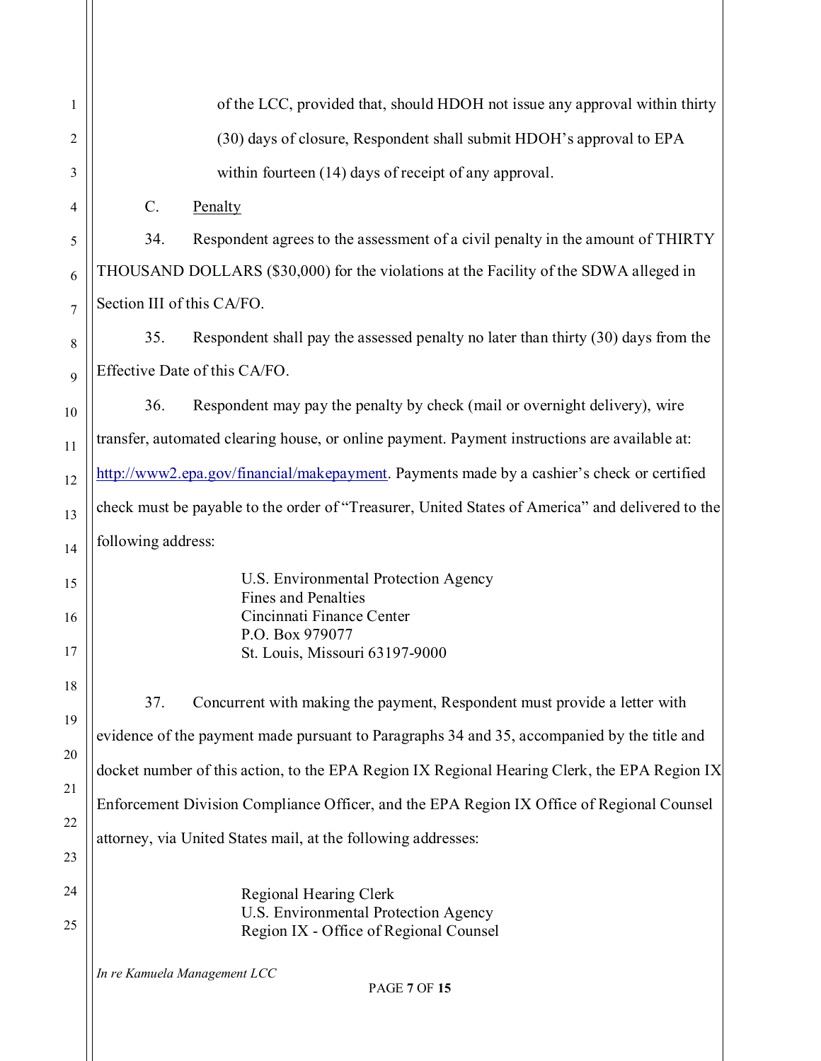of the LCC, provided that, should HDOH not issue any approval within thirty (30) days of closure, Respondent shall submit HDOH's approval to EPA within fourteen (14) days of receipt of any approval.

C. Penalty

34. Respondent agrees to the assessment of a civil penalty in the amount of THIRTY THOUSAND DOLLARS ($30,000) for the violations at the Facility of the SDWA alleged in Section III of this CA/FO.

35. Respondent shall pay the assessed penalty no later than thirty (30) days from the Effective Date of this CA/FO.

36. Respondent may pay the penalty by check (mail or overnight delivery), wire transfer, automated clearing house, or online payment. Payment instructions are available at: http://www2.epa.gov/financial/makepayment. Payments made by a cashier's check or certified check must be payable to the order of "Treasurer, United States of America" and delivered to the following address:

U.S. Environmental Protection Agency
Fines and Penalties
Cincinnati Finance Center
P.O. Box 979077
St. Louis, Missouri 63197-9000

37. Concurrent with making the payment, Respondent must provide a letter with evidence of the payment made pursuant to Paragraphs 34 and 35, accompanied by the title and docket number of this action, to the EPA Region IX Regional Hearing Clerk, the EPA Region IX Enforcement Division Compliance Officer, and the EPA Region IX Office of Regional Counsel attorney, via United States mail, at the following addresses:

Regional Hearing Clerk
U.S. Environmental Protection Agency
Region IX - Office of Regional Counsel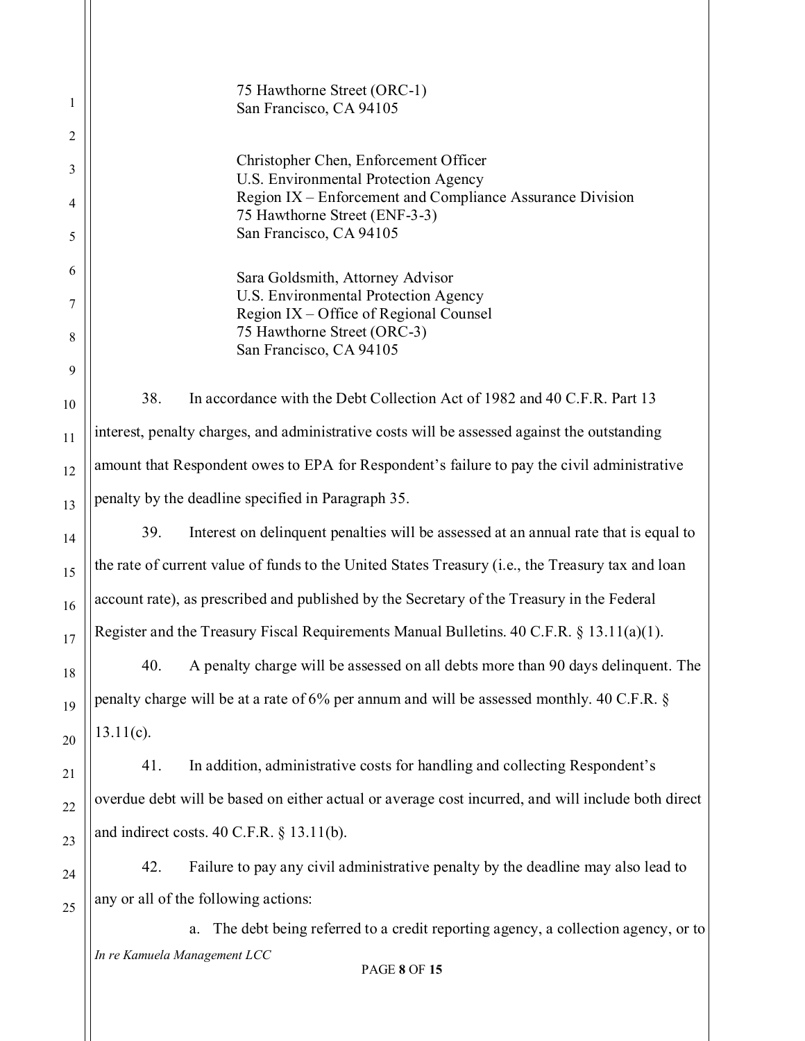75 Hawthorne Street (ORC-1)
San Francisco, CA 94105

Christopher Chen, Enforcement Officer
U.S. Environmental Protection Agency
Region IX – Enforcement and Compliance Assurance Division
75 Hawthorne Street (ENF-3-3)
San Francisco, CA 94105

Sara Goldsmith, Attorney Advisor
U.S. Environmental Protection Agency
Region IX – Office of Regional Counsel
75 Hawthorne Street (ORC-3)
San Francisco, CA 94105

38. In accordance with the Debt Collection Act of 1982 and 40 C.F.R. Part 13 interest, penalty charges, and administrative costs will be assessed against the outstanding amount that Respondent owes to EPA for Respondent's failure to pay the civil administrative penalty by the deadline specified in Paragraph 35.

39. Interest on delinquent penalties will be assessed at an annual rate that is equal to the rate of current value of funds to the United States Treasury (i.e., the Treasury tax and loan account rate), as prescribed and published by the Secretary of the Treasury in the Federal Register and the Treasury Fiscal Requirements Manual Bulletins. 40 C.F.R. § 13.11(a)(1).

40. A penalty charge will be assessed on all debts more than 90 days delinquent. The penalty charge will be at a rate of 6% per annum and will be assessed monthly. 40 C.F.R. § 13.11(c).

41. In addition, administrative costs for handling and collecting Respondent's overdue debt will be based on either actual or average cost incurred, and will include both direct and indirect costs. 40 C.F.R. § 13.11(b).

42. Failure to pay any civil administrative penalty by the deadline may also lead to any or all of the following actions:

a. The debt being referred to a credit reporting agency, a collection agency, or to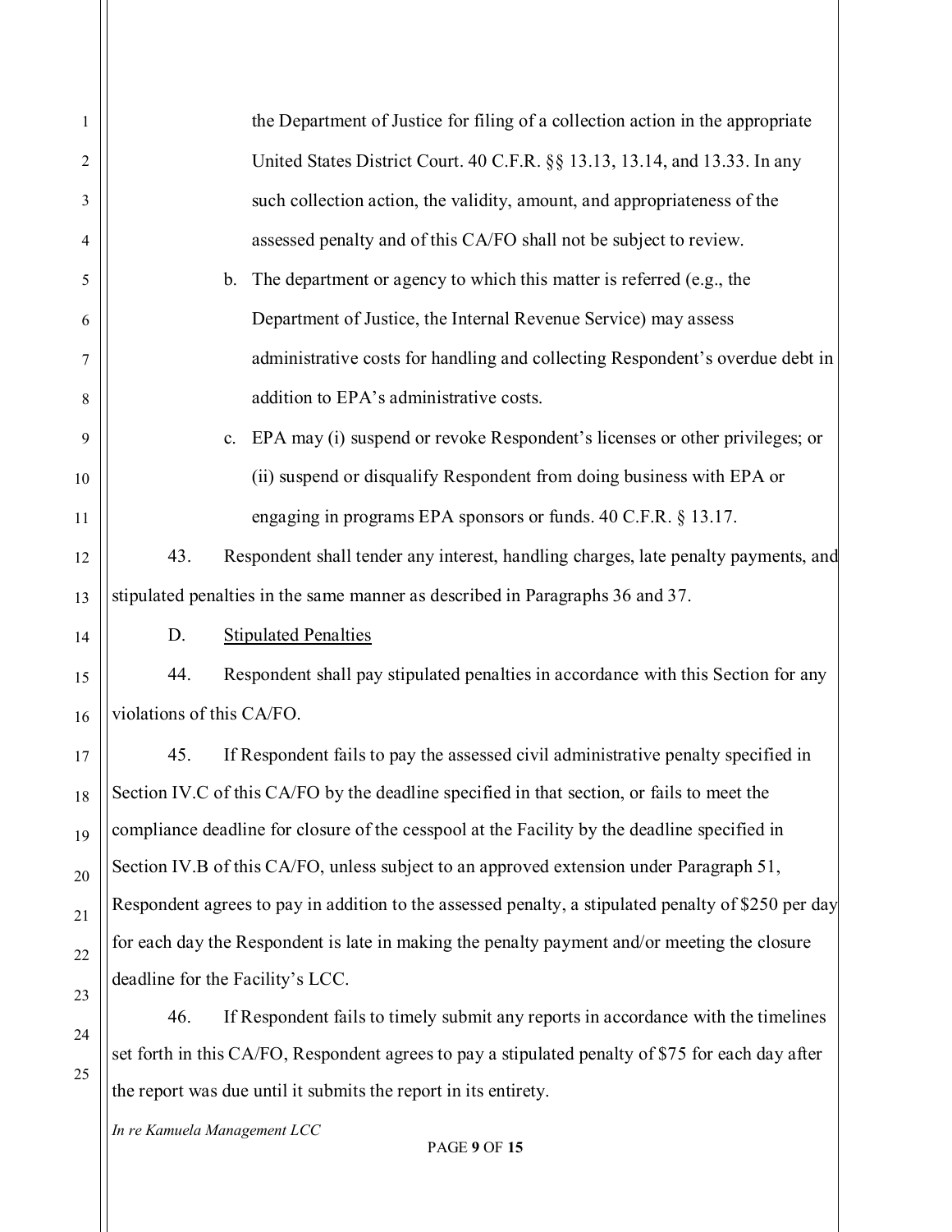the Department of Justice for filing of a collection action in the appropriate United States District Court. 40 C.F.R. §§ 13.13, 13.14, and 13.33. In any such collection action, the validity, amount, and appropriateness of the assessed penalty and of this CA/FO shall not be subject to review.

b. The department or agency to which this matter is referred (e.g., the Department of Justice, the Internal Revenue Service) may assess administrative costs for handling and collecting Respondent's overdue debt in addition to EPA's administrative costs.

c. EPA may (i) suspend or revoke Respondent's licenses or other privileges; or (ii) suspend or disqualify Respondent from doing business with EPA or engaging in programs EPA sponsors or funds. 40 C.F.R. § 13.17.

43. Respondent shall tender any interest, handling charges, late penalty payments, and stipulated penalties in the same manner as described in Paragraphs 36 and 37.

D. Stipulated Penalties

44. Respondent shall pay stipulated penalties in accordance with this Section for any violations of this CA/FO.

45. If Respondent fails to pay the assessed civil administrative penalty specified in Section IV.C of this CA/FO by the deadline specified in that section, or fails to meet the compliance deadline for closure of the cesspool at the Facility by the deadline specified in Section IV.B of this CA/FO, unless subject to an approved extension under Paragraph 51, Respondent agrees to pay in addition to the assessed penalty, a stipulated penalty of $250 per day for each day the Respondent is late in making the penalty payment and/or meeting the closure deadline for the Facility's LCC.

46. If Respondent fails to timely submit any reports in accordance with the timelines set forth in this CA/FO, Respondent agrees to pay a stipulated penalty of $75 for each day after the report was due until it submits the report in its entirety.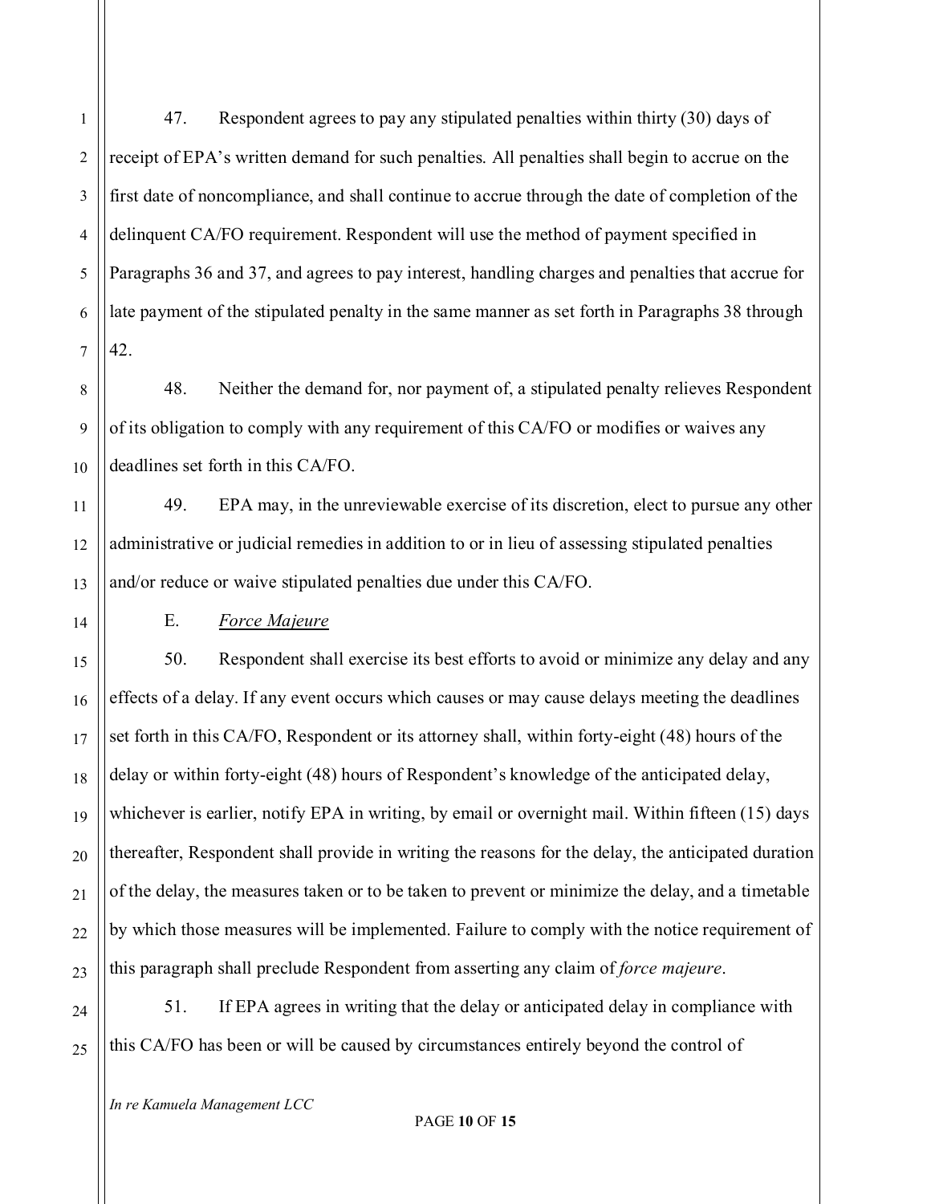47. Respondent agrees to pay any stipulated penalties within thirty (30) days of receipt of EPA's written demand for such penalties. All penalties shall begin to accrue on the first date of noncompliance, and shall continue to accrue through the date of completion of the delinquent CA/FO requirement. Respondent will use the method of payment specified in Paragraphs 36 and 37, and agrees to pay interest, handling charges and penalties that accrue for late payment of the stipulated penalty in the same manner as set forth in Paragraphs 38 through 42.

48. Neither the demand for, nor payment of, a stipulated penalty relieves Respondent of its obligation to comply with any requirement of this CA/FO or modifies or waives any deadlines set forth in this CA/FO.

49. EPA may, in the unreviewable exercise of its discretion, elect to pursue any other administrative or judicial remedies in addition to or in lieu of assessing stipulated penalties and/or reduce or waive stipulated penalties due under this CA/FO.

E. *Force Majeure*

50. Respondent shall exercise its best efforts to avoid or minimize any delay and any effects of a delay. If any event occurs which causes or may cause delays meeting the deadlines set forth in this CA/FO, Respondent or its attorney shall, within forty-eight (48) hours of the delay or within forty-eight (48) hours of Respondent's knowledge of the anticipated delay, whichever is earlier, notify EPA in writing, by email or overnight mail. Within fifteen (15) days thereafter, Respondent shall provide in writing the reasons for the delay, the anticipated duration of the delay, the measures taken or to be taken to prevent or minimize the delay, and a timetable by which those measures will be implemented. Failure to comply with the notice requirement of this paragraph shall preclude Respondent from asserting any claim of *force majeure*.

51. If EPA agrees in writing that the delay or anticipated delay in compliance with this CA/FO has been or will be caused by circumstances entirely beyond the control of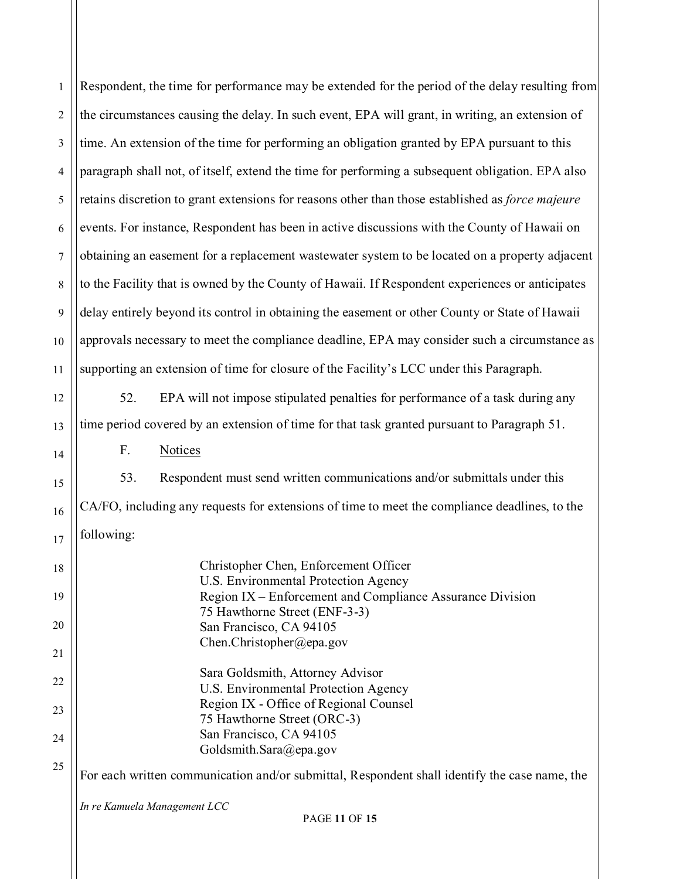Respondent, the time for performance may be extended for the period of the delay resulting from the circumstances causing the delay. In such event, EPA will grant, in writing, an extension of time. An extension of the time for performing an obligation granted by EPA pursuant to this paragraph shall not, of itself, extend the time for performing a subsequent obligation. EPA also retains discretion to grant extensions for reasons other than those established as *force majeure* events. For instance, Respondent has been in active discussions with the County of Hawaii on obtaining an easement for a replacement wastewater system to be located on a property adjacent to the Facility that is owned by the County of Hawaii. If Respondent experiences or anticipates delay entirely beyond its control in obtaining the easement or other County or State of Hawaii approvals necessary to meet the compliance deadline, EPA may consider such a circumstance as supporting an extension of time for closure of the Facility's LCC under this Paragraph.

52. EPA will not impose stipulated penalties for performance of a task during any time period covered by an extension of time for that task granted pursuant to Paragraph 51.

F. Notices

53. Respondent must send written communications and/or submittals under this CA/FO, including any requests for extensions of time to meet the compliance deadlines, to the following:

Christopher Chen, Enforcement Officer
U.S. Environmental Protection Agency
Region IX – Enforcement and Compliance Assurance Division
75 Hawthorne Street (ENF-3-3)
San Francisco, CA 94105
Chen.Christopher@epa.gov

Sara Goldsmith, Attorney Advisor
U.S. Environmental Protection Agency
Region IX - Office of Regional Counsel
75 Hawthorne Street (ORC-3)
San Francisco, CA 94105
Goldsmith.Sara@epa.gov

For each written communication and/or submittal, Respondent shall identify the case name, the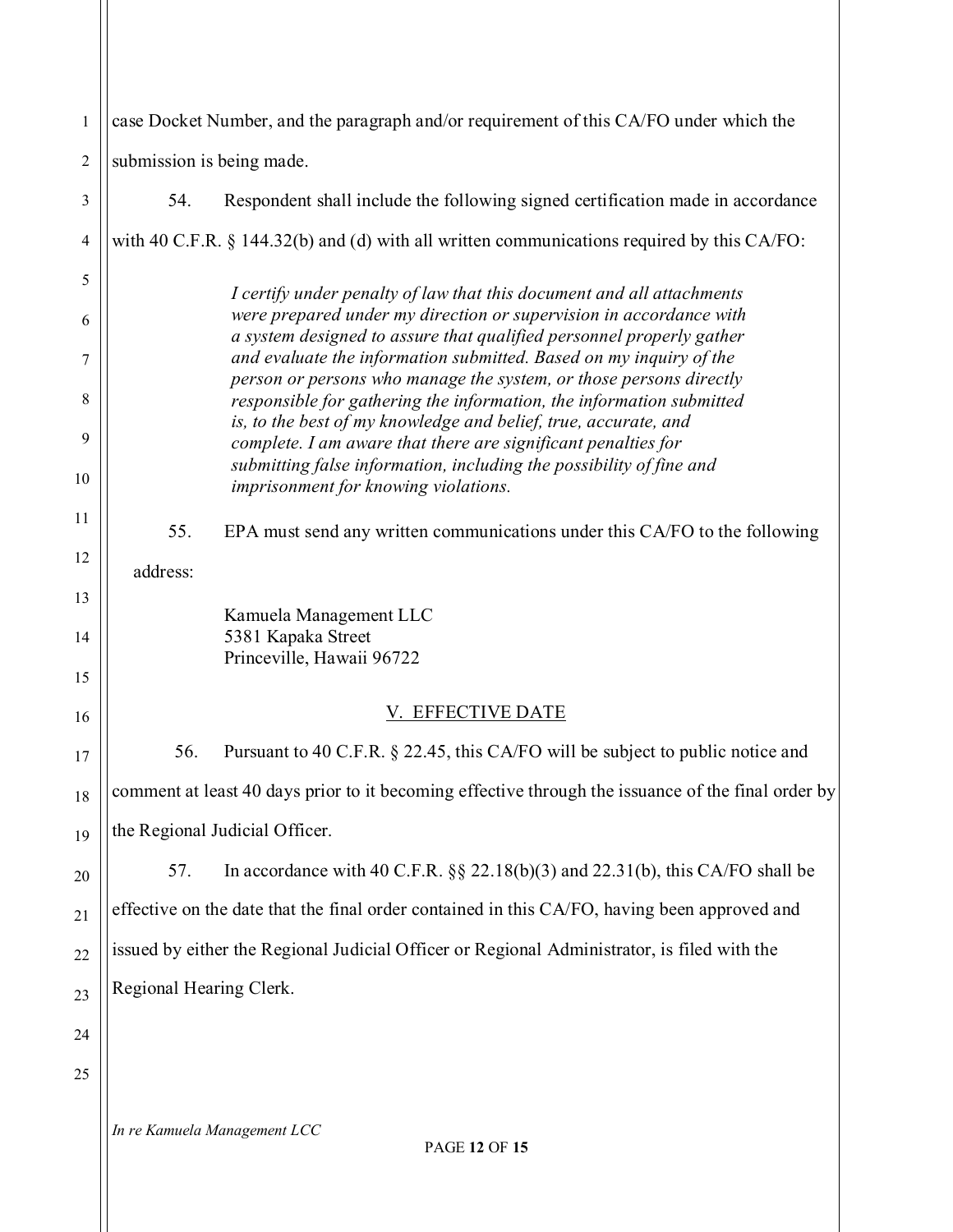case Docket Number, and the paragraph and/or requirement of this CA/FO under which the submission is being made.

54. Respondent shall include the following signed certification made in accordance with 40 C.F.R. § 144.32(b) and (d) with all written communications required by this CA/FO:

> *I certify under penalty of law that this document and all attachments were prepared under my direction or supervision in accordance with a system designed to assure that qualified personnel properly gather and evaluate the information submitted. Based on my inquiry of the person or persons who manage the system, or those persons directly responsible for gathering the information, the information submitted is, to the best of my knowledge and belief, true, accurate, and complete. I am aware that there are significant penalties for submitting false information, including the possibility of fine and imprisonment for knowing violations.*

55. EPA must send any written communications under this CA/FO to the following address:

Kamuela Management LLC
5381 Kapaka Street
Princeville, Hawaii 96722

## V. EFFECTIVE DATE

56. Pursuant to 40 C.F.R. § 22.45, this CA/FO will be subject to public notice and comment at least 40 days prior to it becoming effective through the issuance of the final order by the Regional Judicial Officer.

57. In accordance with 40 C.F.R. §§ 22.18(b)(3) and 22.31(b), this CA/FO shall be effective on the date that the final order contained in this CA/FO, having been approved and issued by either the Regional Judicial Officer or Regional Administrator, is filed with the Regional Hearing Clerk.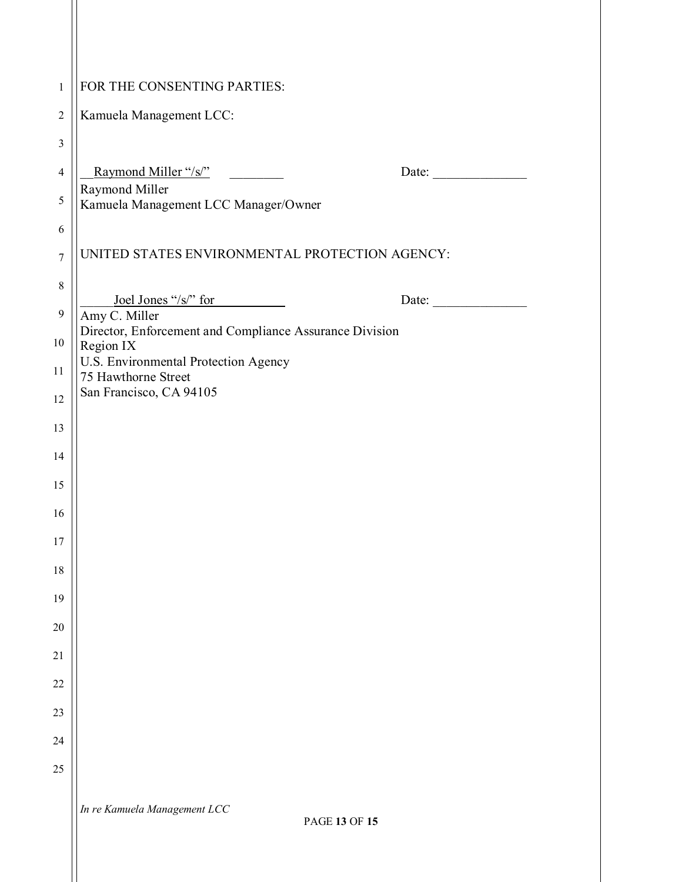FOR THE CONSENTING PARTIES:

Kamuela Management LCC:

Raymond Miller "/s/" ________ Date: ______________

Raymond Miller
Kamuela Management LCC Manager/Owner

UNITED STATES ENVIRONMENTAL PROTECTION AGENCY:

Joel Jones "/s/" for ________ Date: ______________

Amy C. Miller
Director, Enforcement and Compliance Assurance Division
Region IX
U.S. Environmental Protection Agency
75 Hawthorne Street
San Francisco, CA 94105

*In re Kamuela Management LCC*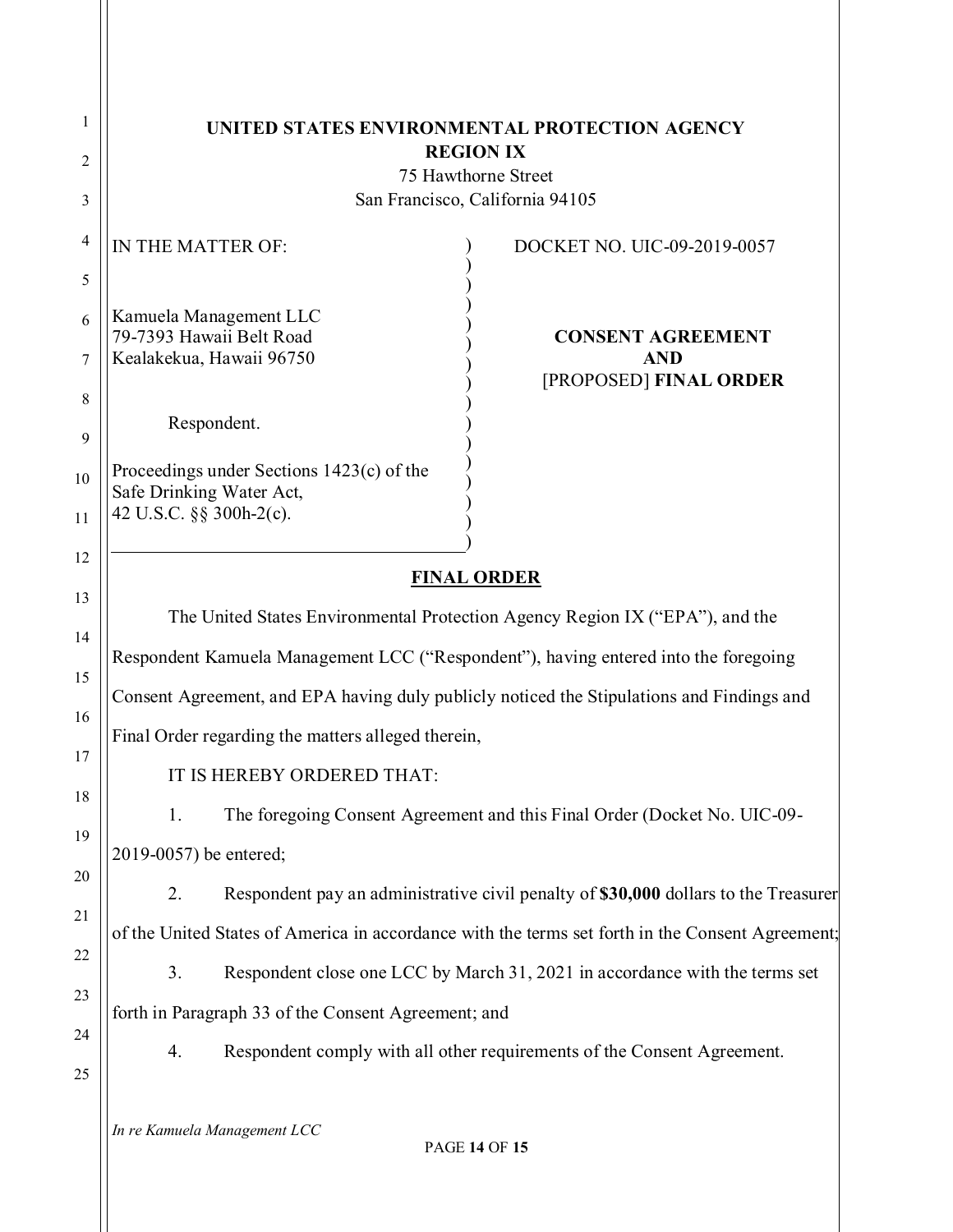**UNITED STATES ENVIRONMENTAL PROTECTION AGENCY**
**REGION IX**
75 Hawthorne Street
San Francisco, California 94105

| | |
|---|---|
| IN THE MATTER OF:<br><br>Kamuela Management LLC<br>79-7393 Hawaii Belt Road<br>Kealakekua, Hawaii 96750<br><br>Respondent.<br><br>Proceedings under Sections 1423(c) of the Safe Drinking Water Act, 42 U.S.C. §§ 300h-2(c). | DOCKET NO. UIC-09-2019-0057<br><br>**CONSENT AGREEMENT AND** [PROPOSED] **FINAL ORDER** |

## FINAL ORDER

The United States Environmental Protection Agency Region IX ("EPA"), and the Respondent Kamuela Management LCC ("Respondent"), having entered into the foregoing Consent Agreement, and EPA having duly publicly noticed the Stipulations and Findings and Final Order regarding the matters alleged therein,

IT IS HEREBY ORDERED THAT:

1. The foregoing Consent Agreement and this Final Order (Docket No. UIC-09-2019-0057) be entered;

2. Respondent pay an administrative civil penalty of **$30,000** dollars to the Treasurer of the United States of America in accordance with the terms set forth in the Consent Agreement;

3. Respondent close one LCC by March 31, 2021 in accordance with the terms set forth in Paragraph 33 of the Consent Agreement; and

4. Respondent comply with all other requirements of the Consent Agreement.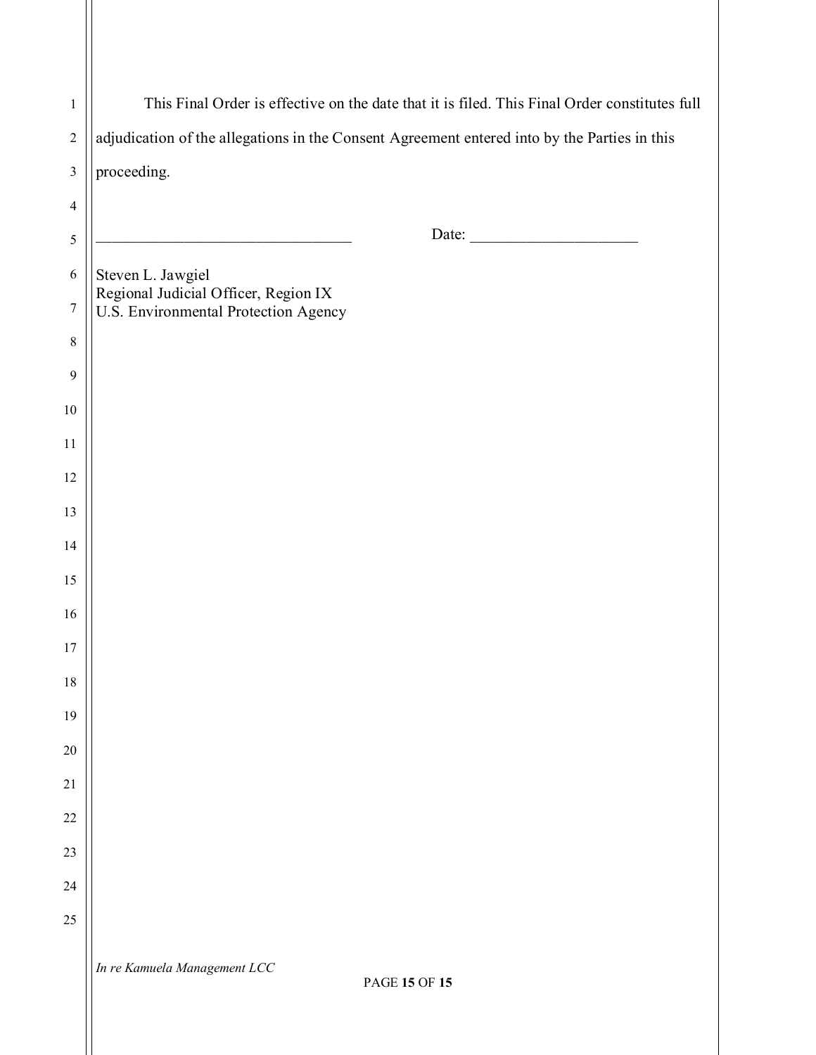This Final Order is effective on the date that it is filed. This Final Order constitutes full adjudication of the allegations in the Consent Agreement entered into by the Parties in this proceeding.

_________________________________ Date: _____________________

Steven L. Jawgiel
Regional Judicial Officer, Region IX
U.S. Environmental Protection Agency

*In re Kamuela Management LCC*